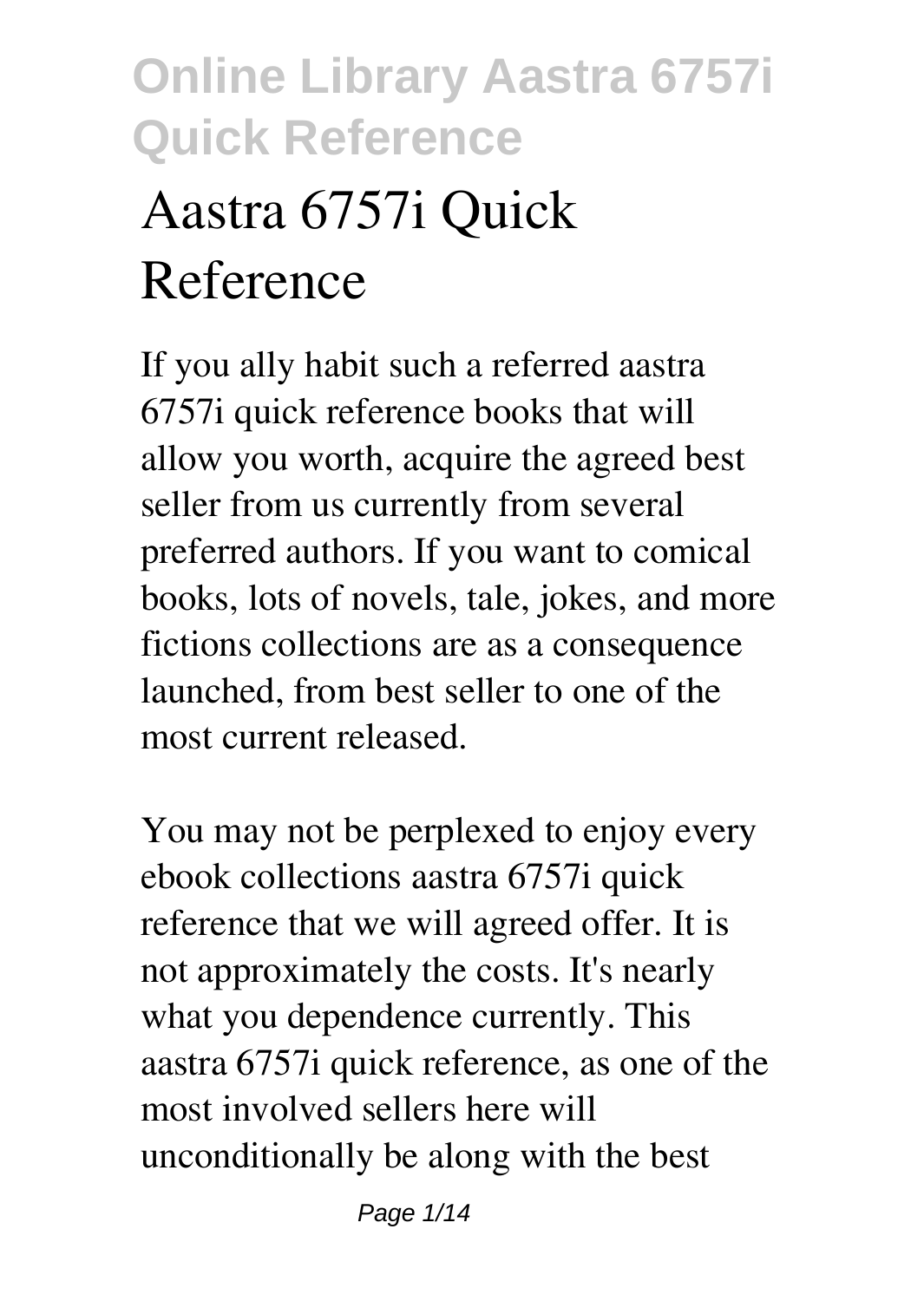# Aastra 6757i Quick Reference

If you ally habit such a referred aastra 6757i quick reference books that will allow you worth, acquire the agreed best seller from us currently from several preferred authors. If you want to comical books, lots of novels, tale, jokes, and more fictions collections are as a consequence launched, from best seller to one of the most current released.

You may not be perplexed to enjoy every ebook collections aastra 6757i quick reference that we will agreed offer. It is not approximately the costs. It's nearly what you dependence currently. This aastra 6757i quick reference, as one of the most involved sellers here will unconditionally be along with the best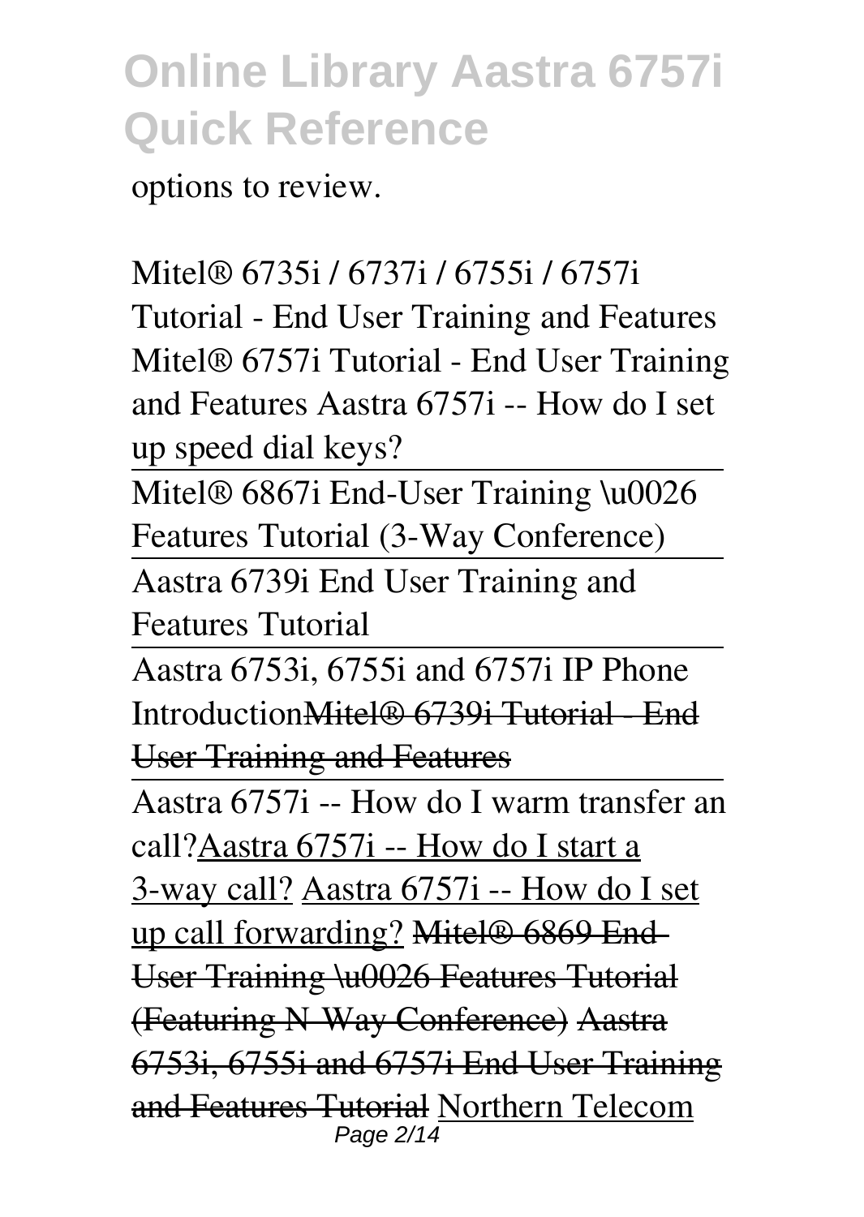options to review.

*Mitel® 6735i / 6737i / 6755i / 6757i Tutorial - End User Training and Features* *Mitel® 6757i Tutorial - End User Training and Features* *Aastra 6757i -- How do I set up speed dial keys?*

Mitel® 6867i End-User Training \u0026 Features Tutorial (3-Way Conference)

Aastra 6739i End User Training and Features Tutorial

Aastra 6753i, 6755i and 6757i IP Phone Introduction~~Mitel® 6739i Tutorial - End User Training and Features~~

Aastra 6757i -- How do I warm transfer an call?Aastra 6757i -- How do I start a 3-way call? Aastra 6757i -- How do I set up call forwarding? ~~Mitel® 6869 End-User Training \u0026 Features Tutorial (Featuring N-Way Conference)~~ ~~Aastra 6753i, 6755i and 6757i End User Training and Features Tutorial~~ Northern Telecom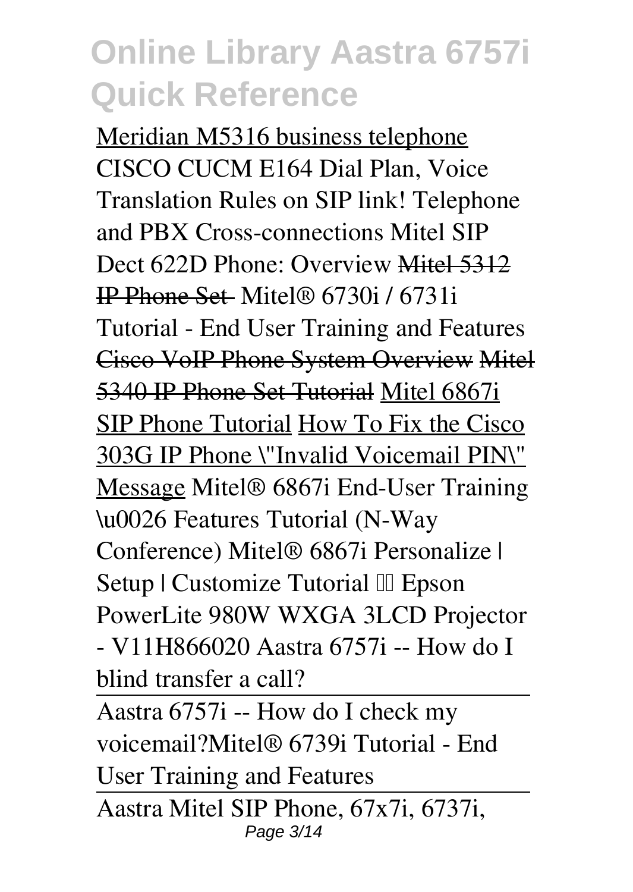Meridian M5316 business telephone CISCO CUCM E164 Dial Plan, Voice Translation Rules on SIP link! Telephone and PBX Cross-connections Mitel SIP Dect 622D Phone: Overview ~~Mitel 5312 IP Phone Set~~ Mitel® 6730i / 6731i Tutorial - End User Training and Features ~~Cisco VoIP Phone System Overview~~ ~~Mitel 5340 IP Phone Set Tutorial~~ Mitel 6867i SIP Phone Tutorial How To Fix the Cisco 303G IP Phone \"Invalid Voicemail PIN\" Message Mitel® 6867i End-User Training \u0026 Features Tutorial (N-Way Conference) Mitel® 6867i Personalize | Setup | Customize Tutorial ☐☐ Epson PowerLite 980W WXGA 3LCD Projector - V11H866020 Aastra 6757i -- How do I blind transfer a call?

Aastra 6757i -- How do I check my voicemail?Mitel® 6739i Tutorial - End User Training and Features

Aastra Mitel SIP Phone, 67x7i, 6737i,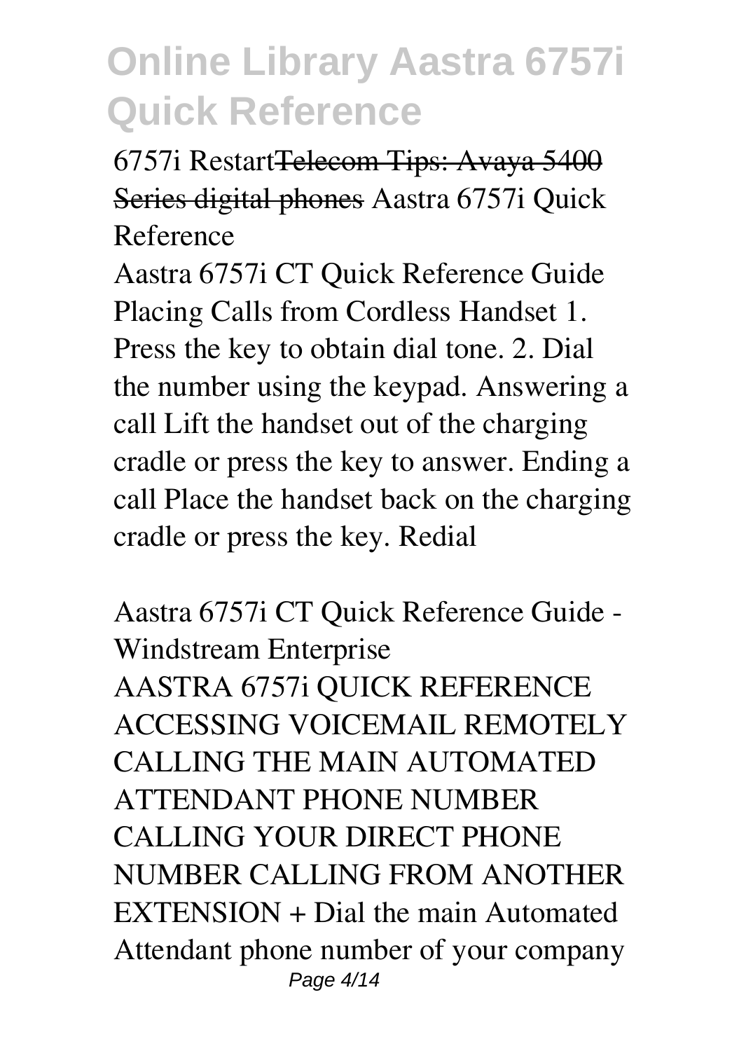6757i Restart~~Telecom Tips: Avaya 5400 Series digital phones~~ Aastra 6757i Quick Reference

Aastra 6757i CT Quick Reference Guide Placing Calls from Cordless Handset 1. Press the key to obtain dial tone. 2. Dial the number using the keypad. Answering a call Lift the handset out of the charging cradle or press the key to answer. Ending a call Place the handset back on the charging cradle or press the key. Redial

Aastra 6757i CT Quick Reference Guide - Windstream Enterprise

AASTRA 6757i QUICK REFERENCE ACCESSING VOICEMAIL REMOTELY CALLING THE MAIN AUTOMATED ATTENDANT PHONE NUMBER CALLING YOUR DIRECT PHONE NUMBER CALLING FROM ANOTHER EXTENSION + Dial the main Automated Attendant phone number of your company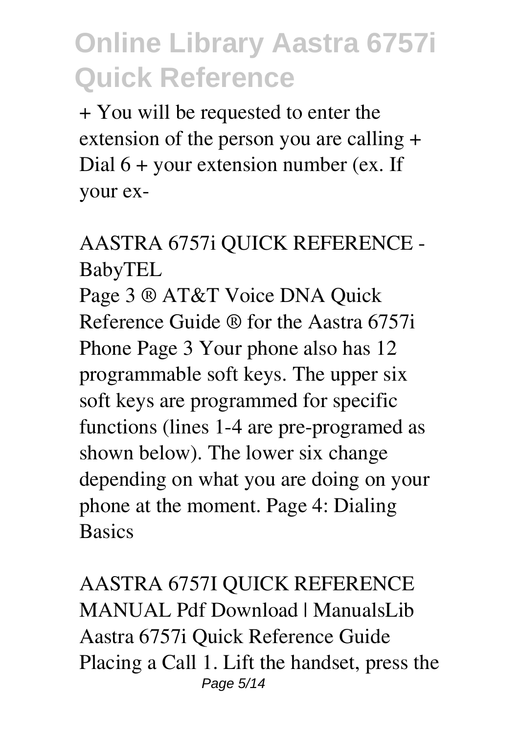+ You will be requested to enter the extension of the person you are calling + Dial 6 + your extension number (ex. If your ex-

## AASTRA 6757i QUICK REFERENCE - BabyTEL

Page 3 ® AT&T Voice DNA Quick Reference Guide ® for the Aastra 6757i Phone Page 3 Your phone also has 12 programmable soft keys. The upper six soft keys are programmed for specific functions (lines 1-4 are pre-programed as shown below). The lower six change depending on what you are doing on your phone at the moment. Page 4: Dialing Basics

## AASTRA 6757I QUICK REFERENCE MANUAL Pdf Download | ManualsLib

Aastra 6757i Quick Reference Guide Placing a Call 1. Lift the handset, press the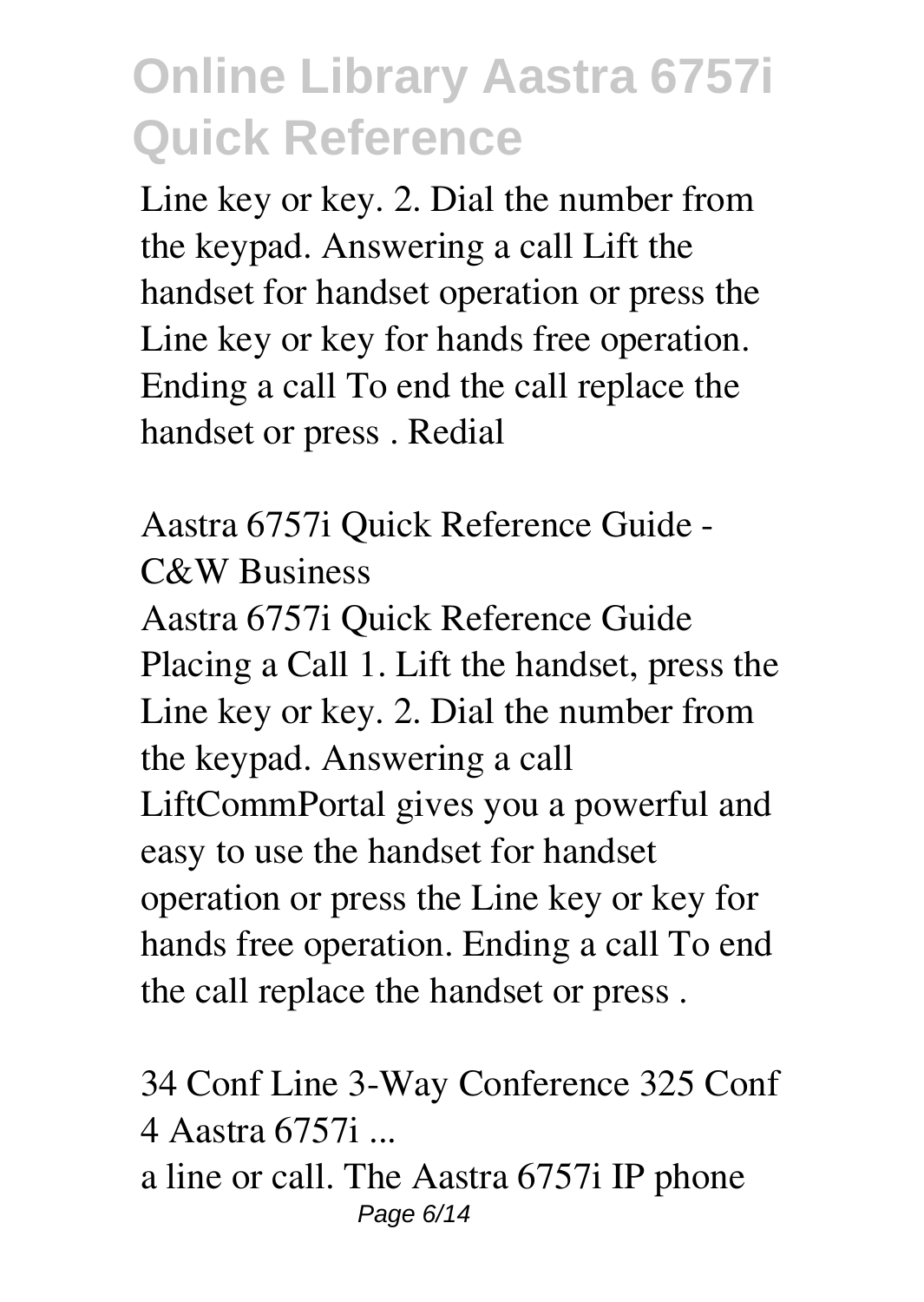Line key or key. 2. Dial the number from the keypad. Answering a call Lift the handset for handset operation or press the Line key or key for hands free operation. Ending a call To end the call replace the handset or press . Redial

## Aastra 6757i Quick Reference Guide - C&W Business

Aastra 6757i Quick Reference Guide Placing a Call 1. Lift the handset, press the Line key or key. 2. Dial the number from the keypad. Answering a call LiftCommPortal gives you a powerful and easy to use the handset for handset operation or press the Line key or key for hands free operation. Ending a call To end the call replace the handset or press .

## 34 Conf Line 3-Way Conference 325 Conf 4 Aastra 6757i ...

a line or call. The Aastra 6757i IP phone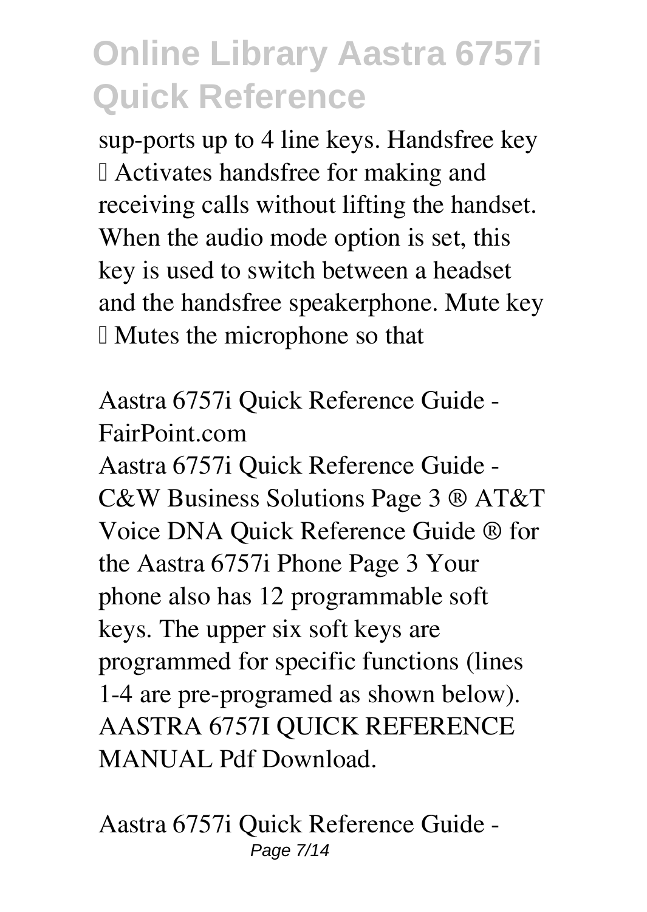sup-ports up to 4 line keys. Handsfree key  Activates handsfree for making and receiving calls without lifting the handset. When the audio mode option is set, this key is used to switch between a headset and the handsfree speakerphone. Mute key  Mutes the microphone so that

### Aastra 6757i Quick Reference Guide - FairPoint.com

Aastra 6757i Quick Reference Guide - C&W Business Solutions Page 3 ® AT&T Voice DNA Quick Reference Guide ® for the Aastra 6757i Phone Page 3 Your phone also has 12 programmable soft keys. The upper six soft keys are programmed for specific functions (lines 1-4 are pre-programed as shown below). AASTRA 6757I QUICK REFERENCE MANUAL Pdf Download.

### Aastra 6757i Quick Reference Guide -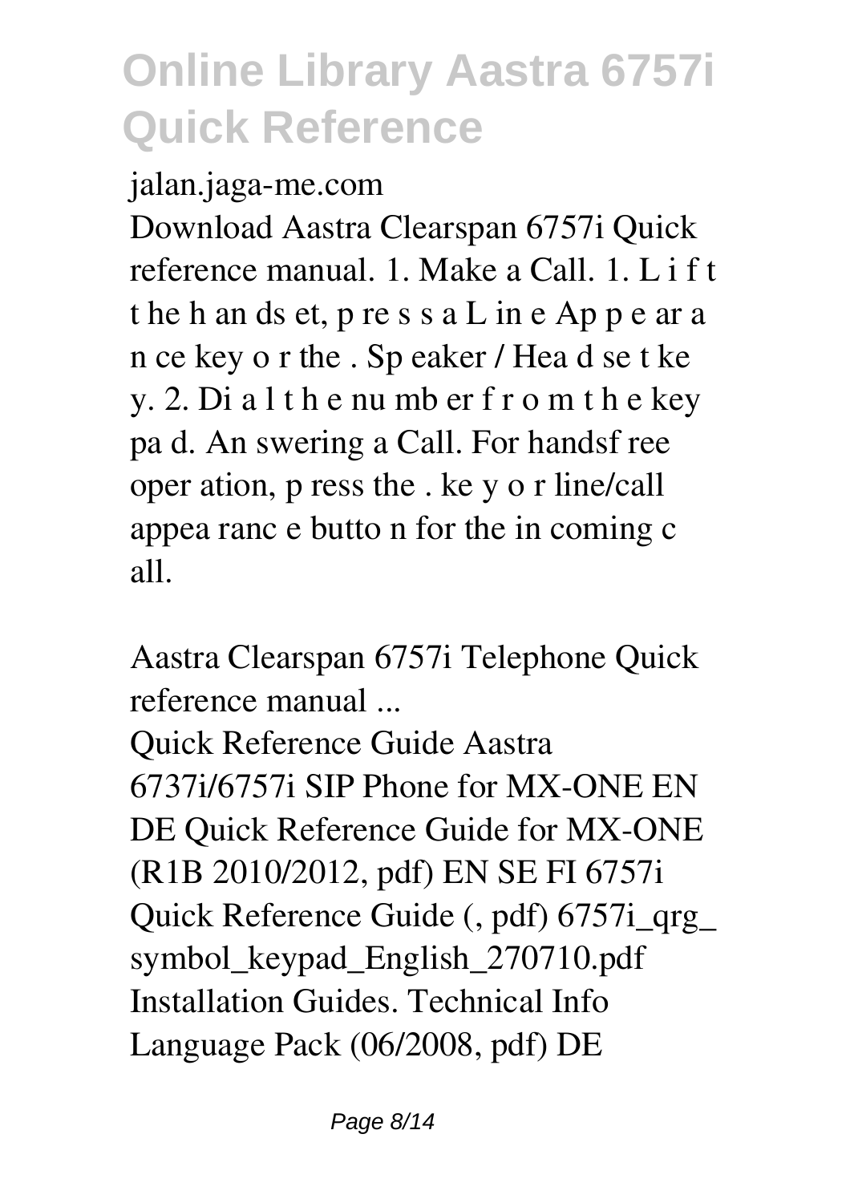jalan.jaga-me.com

Download Aastra Clearspan 6757i Quick reference manual. 1. Make a Call. 1. L i f t t he h an ds et, p re s s a L in e Ap p e ar a n ce key o r the . Sp eaker / Hea d se t ke y. 2. Di a l t h e nu mb er f r o m t h e key pa d. An swering a Call. For handsf ree oper ation, p ress the . ke y o r line/call appea ranc e butto n for the in coming c all.

**Aastra Clearspan 6757i Telephone Quick reference manual ...**

Quick Reference Guide Aastra 6737i/6757i SIP Phone for MX-ONE EN DE Quick Reference Guide for MX-ONE (R1B 2010/2012, pdf) EN SE FI 6757i Quick Reference Guide (, pdf) 6757i_qrg_symbol_keypad_English_270710.pdf Installation Guides. Technical Info Language Pack (06/2008, pdf) DE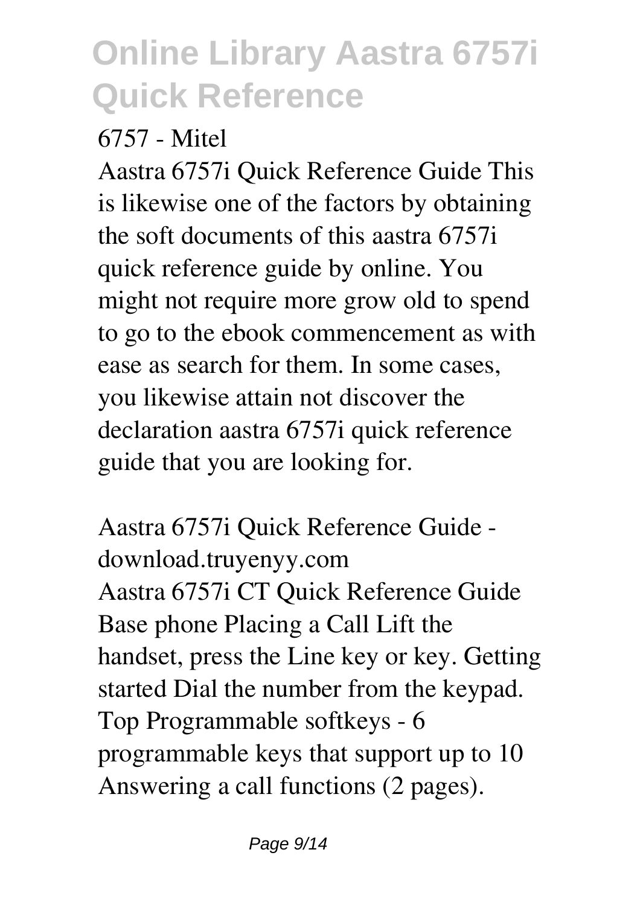6757 - Mitel

Aastra 6757i Quick Reference Guide This is likewise one of the factors by obtaining the soft documents of this aastra 6757i quick reference guide by online. You might not require more grow old to spend to go to the ebook commencement as with ease as search for them. In some cases, you likewise attain not discover the declaration aastra 6757i quick reference guide that you are looking for.

Aastra 6757i Quick Reference Guide - download.truyenyy.com

Aastra 6757i CT Quick Reference Guide Base phone Placing a Call Lift the handset, press the Line key or key. Getting started Dial the number from the keypad. Top Programmable softkeys - 6 programmable keys that support up to 10 Answering a call functions (2 pages).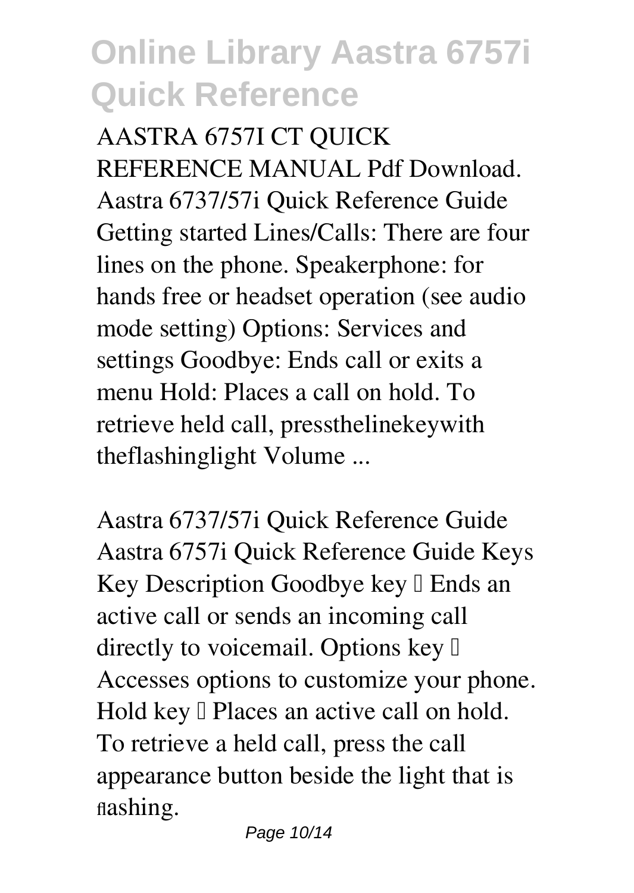AASTRA 6757I CT QUICK REFERENCE MANUAL Pdf Download. Aastra 6737/57i Quick Reference Guide Getting started Lines/Calls: There are four lines on the phone. Speakerphone: for hands free or headset operation (see audio mode setting) Options: Services and settings Goodbye: Ends call or exits a menu Hold: Places a call on hold. To retrieve held call, pressthelinekeywith theflashinglight Volume ...

Aastra 6737/57i Quick Reference Guide Aastra 6757i Quick Reference Guide Keys Key Description Goodbye key – Ends an active call or sends an incoming call directly to voicemail. Options key – Accesses options to customize your phone. Hold key – Places an active call on hold. To retrieve a held call, press the call appearance button beside the light that is flashing.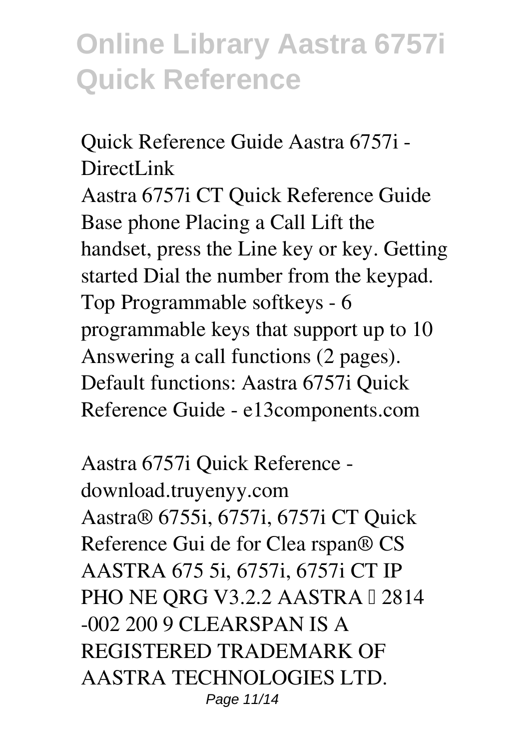**Quick Reference Guide Aastra 6757i - DirectLink**

Aastra 6757i CT Quick Reference Guide Base phone Placing a Call Lift the handset, press the Line key or key. Getting started Dial the number from the keypad. Top Programmable softkeys - 6 programmable keys that support up to 10 Answering a call functions (2 pages). Default functions: Aastra 6757i Quick Reference Guide - e13components.com

**Aastra 6757i Quick Reference - download.truyenyy.com**

Aastra® 6755i, 6757i, 6757i CT Quick Reference Gui de for Clea rspan® CS AASTRA 675 5i, 6757i, 6757i CT IP PHO NE QRG V3.2.2 AASTRA – 2814 -002 200 9 CLEARSPAN IS A REGISTERED TRADEMARK OF AASTRA TECHNOLOGIES LTD.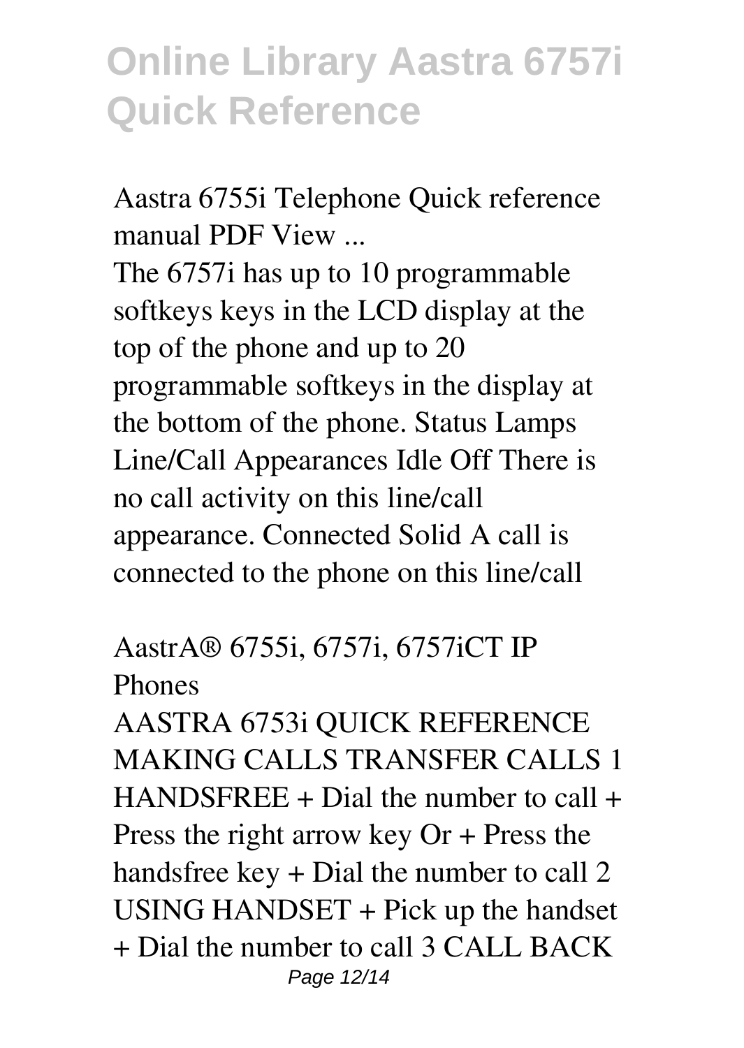**Aastra 6755i Telephone Quick reference manual PDF View ...**

The 6757i has up to 10 programmable softkeys keys in the LCD display at the top of the phone and up to 20 programmable softkeys in the display at the bottom of the phone. Status Lamps Line/Call Appearances Idle Off There is no call activity on this line/call appearance. Connected Solid A call is connected to the phone on this line/call

**AastrA® 6755i, 6757i, 6757iCT IP Phones**

AASTRA 6753i QUICK REFERENCE MAKING CALLS TRANSFER CALLS 1 HANDSFREE + Dial the number to call + Press the right arrow key Or + Press the handsfree key + Dial the number to call 2 USING HANDSET + Pick up the handset + Dial the number to call 3 CALL BACK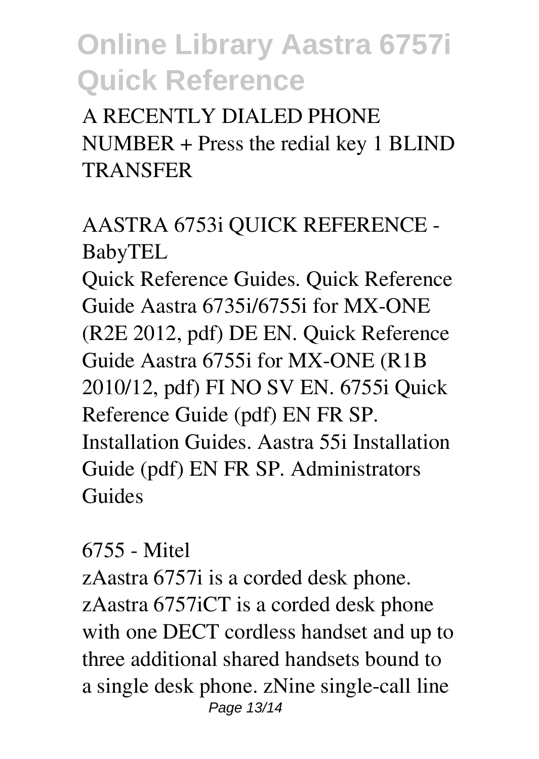A RECENTLY DIALED PHONE NUMBER + Press the redial key 1 BLIND TRANSFER

AASTRA 6753i QUICK REFERENCE - BabyTEL

Quick Reference Guides. Quick Reference Guide Aastra 6735i/6755i for MX-ONE (R2E 2012, pdf) DE EN. Quick Reference Guide Aastra 6755i for MX-ONE (R1B 2010/12, pdf) FI NO SV EN. 6755i Quick Reference Guide (pdf) EN FR SP. Installation Guides. Aastra 55i Installation Guide (pdf) EN FR SP. Administrators Guides

6755 - Mitel

zAastra 6757i is a corded desk phone. zAastra 6757iCT is a corded desk phone with one DECT cordless handset and up to three additional shared handsets bound to a single desk phone. zNine single-call line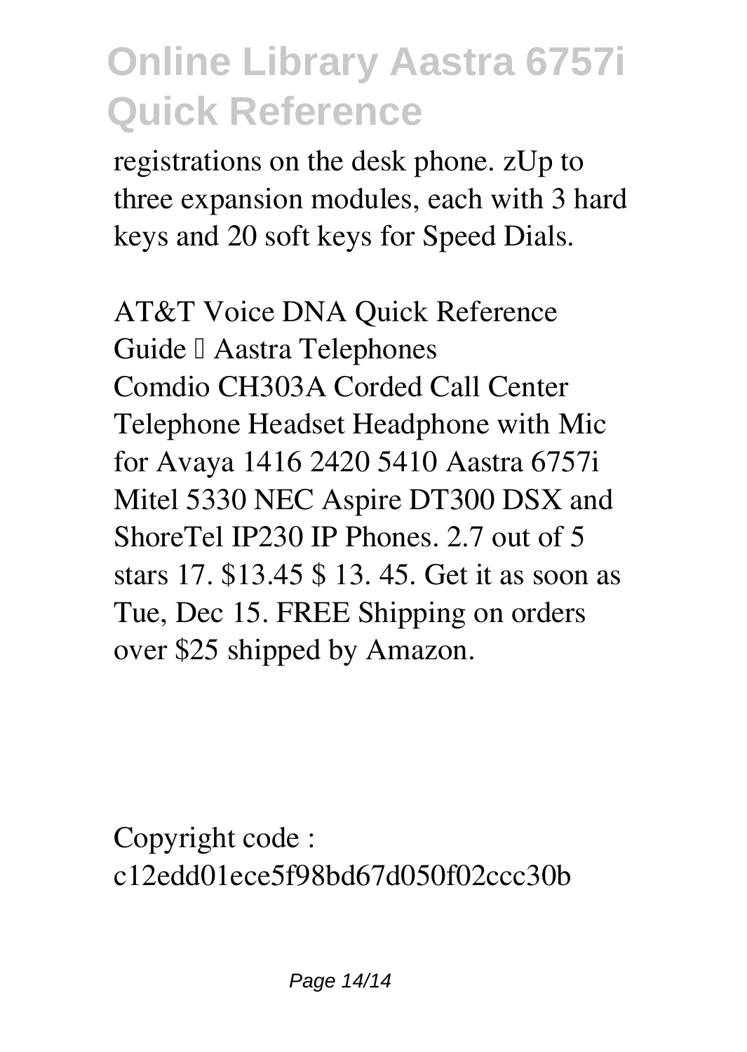registrations on the desk phone. zUp to three expansion modules, each with 3 hard keys and 20 soft keys for Speed Dials.

*AT&T Voice DNA Quick Reference Guide – Aastra Telephones*

Comdio CH303A Corded Call Center Telephone Headset Headphone with Mic for Avaya 1416 2420 5410 Aastra 6757i Mitel 5330 NEC Aspire DT300 DSX and ShoreTel IP230 IP Phones. 2.7 out of 5 stars 17. $13.45 $ 13. 45. Get it as soon as Tue, Dec 15. FREE Shipping on orders over $25 shipped by Amazon.

Copyright code : c12edd01ece5f98bd67d050f02ccc30b